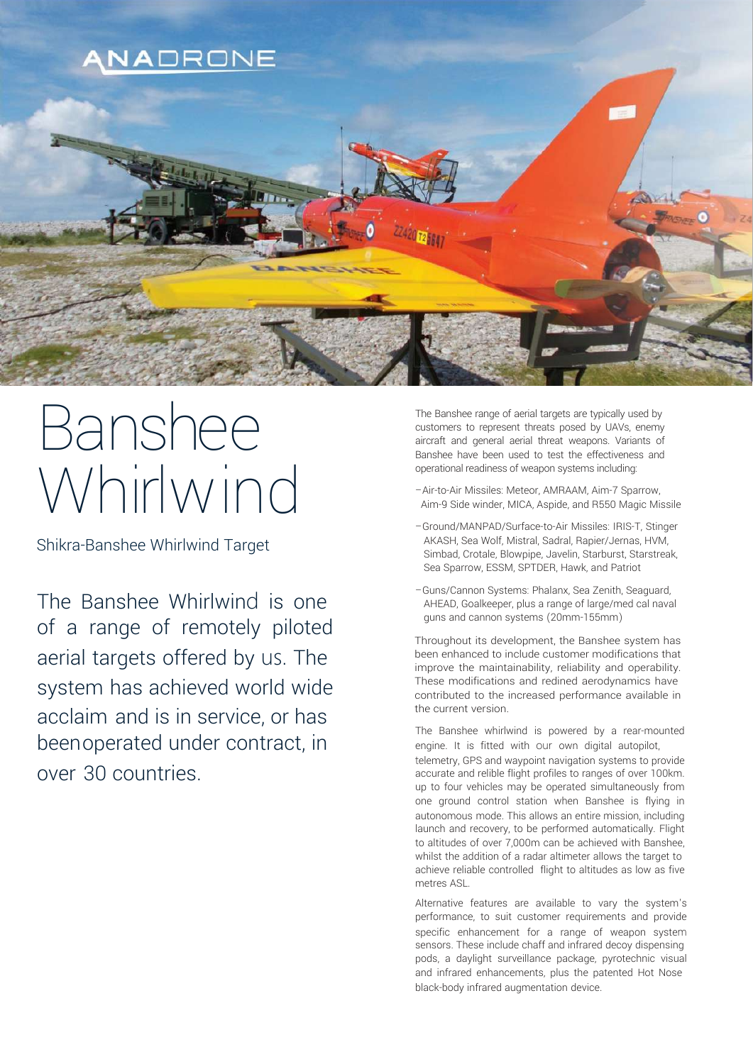# Banshee Whirlwind

## Shikra-Banshee Whirlwind Target

The Banshee Whirlwind is one of a range of remotely piloted aerial targets offered by us. The system has achieved world wide acclaim and is in service, or has beenoperated under contract, in over 30 countries.

The Banshee range of aerial targets are typically used by customers to represent threats posed by UAVs, enemy aircraft and general aerial threat weapons. Variants of Banshee have been used to test the effectiveness and operational readiness of weapon systems including:

- Air-to-Air Missiles: Meteor, AMRAAM, Aim-7 Sparrow, Aim-9 Side winder, MICA, Aspide, and R550 Magic Missile
- Ground/MANPAD/Surface-to-Air Missiles: IRIS-T, Stinger AKASH, Sea Wolf, Mistral, Sadral, Rapier/Jernas, HVM, Simbad, Crotale, Blowpipe, Javelin, Starburst, Starstreak, Sea Sparrow, ESSM, SPTDER, Hawk, and Patriot
- Guns/Cannon Systems: Phalanx, Sea Zenith, Seaguard, AHEAD, Goalkeeper, plus a range of large/med cal naval guns and cannon systems (20mm-155mm)

Throughout its development, the Banshee system has been enhanced to include customer modifications that improve the maintainability, reliability and operability. These modifications and redined aerodynamics have contributed to the increased performance available in the current version.

The Banshee whirlwind is powered by a rear-mounted engine. It is fitted with our own digital autopilot, telemetry, GPS and waypoint navigation systems to provide accurate and relible flight profiles to ranges of over 100km. up to four vehicles may be operated simultaneously from one ground control station when Banshee is flying in autonomous mode. This allows an entire mission, including launch and recovery, to be performed automatically. Flight to altitudes of over 7,000m can be achieved with Banshee, whilst the addition of a radar altimeter allows the target to achieve reliable controlled flight to altitudes as low as five metres ASL.

Alternative features are available to vary the system's performance, to suit customer requirements and provide specific enhancement for a range of weapon system sensors. These include chaff and infrared decoy dispensing pods, a daylight surveillance package, pyrotechnic visual and infrared enhancements, plus the patented Hot Nose black-body infrared augmentation device.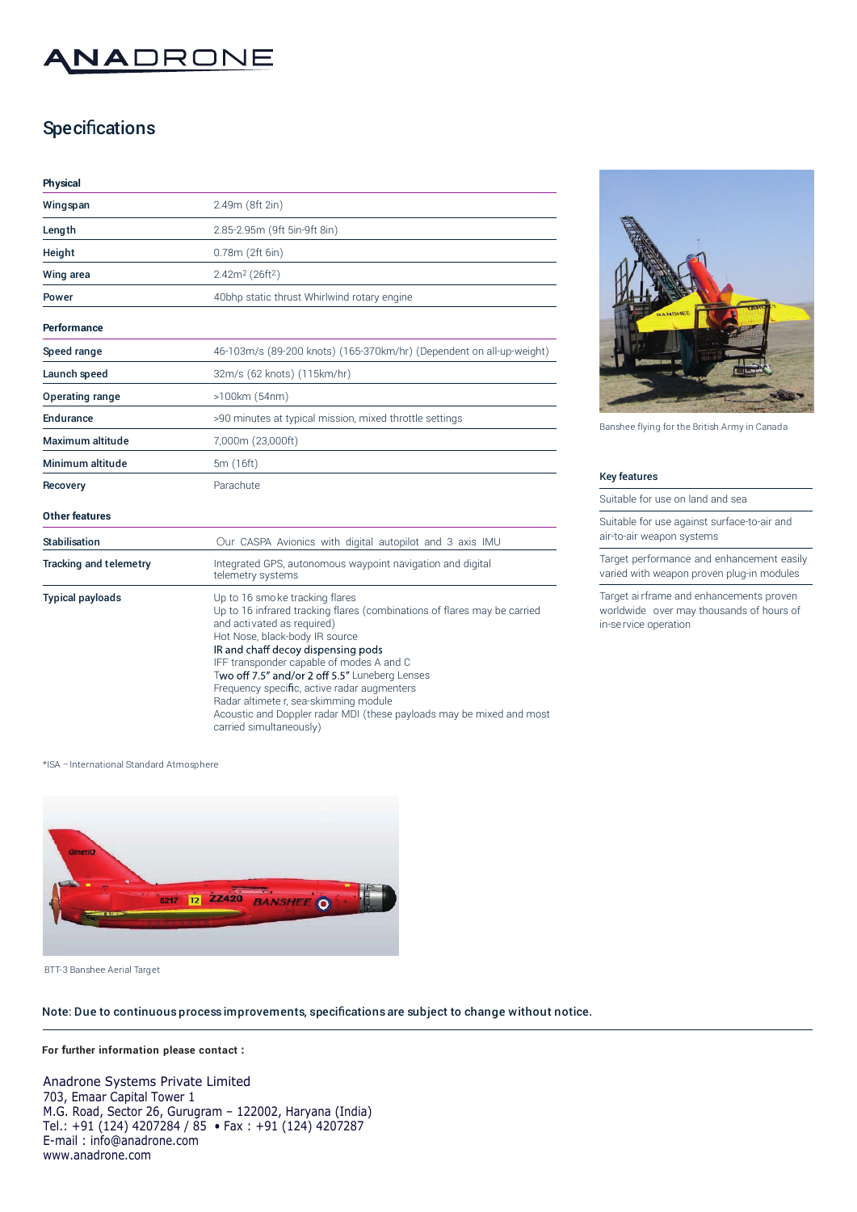# Specifications

| | |
|---|---|
| **Physical** | |
| Wingspan | 2.49m (8ft 2in) |
| Length | 2.85-2.95m (9ft 5in-9ft 8in) |
| Height | 0.78m (2ft 6in) |
| Wing area | 2.42m$^2$ (26ft$^2$) |
| Power | 40bhp static thrust Whirlwind rotary engine |
| **Performance** | |
| Speed range | 46-103m/s (89-200 knots) (165-370km/hr) (Dependent on all-up-weight) |
| Launch speed | 32m/s (62 knots) (115km/hr) |
| Operating range | >100km (54nm) |
| Endurance | >90 minutes at typical mission, mixed throttle settings |
| Maximum altitude | 7,000m (23,000ft) |
| Minimum altitude | 5m (16ft) |
| Recovery | Parachute |
| **Other features** | |
| Stabilisation | Our CASPA Avionics with digital autopilot and 3 axis IMU |
| Tracking and telemetry | Integrated GPS, autonomous waypoint navigation and digital telemetry systems |
| Typical payloads | Up to 16 smoke tracking flares<br>Up to 16 infrared tracking flares (combinations of flares may be carried and activated as required)<br>Hot Nose, black-body IR source<br>IR and chaff decoy dispensing pods<br>IFF transponder capable of modes A and C<br>Two off 7.5" and/or 2 off 5.5" Luneberg Lenses<br>Frequency specific, active radar augmenters<br>Radar altimeter, sea-skimming module<br>Acoustic and Doppler radar MDI (these payloads may be mixed and most carried simultaneously) |

*ISA – International Standard Atmosphere

Banshee flying for the British Army in Canada

### Key features

- Suitable for use on land and sea
- Suitable for use against surface-to-air and air-to-air weapon systems
- Target performance and enhancement easily varied with weapon proven plug-in modules
- Target airframe and enhancements proven worldwide over may thousands of hours of in-service operation

BTT-3 Banshee Aerial Target

Note: Due to continuous process improvements, specifications are subject to change without notice.

**For further information please contact :**

Anadrone Systems Private Limited
703, Emaar Capital Tower 1
M.G. Road, Sector 26, Gurugram – 122002, Haryana (India)
Tel.: +91 (124) 4207284 / 85 • Fax : +91 (124) 4207287
E-mail : info@anadrone.com
www.anadrone.com